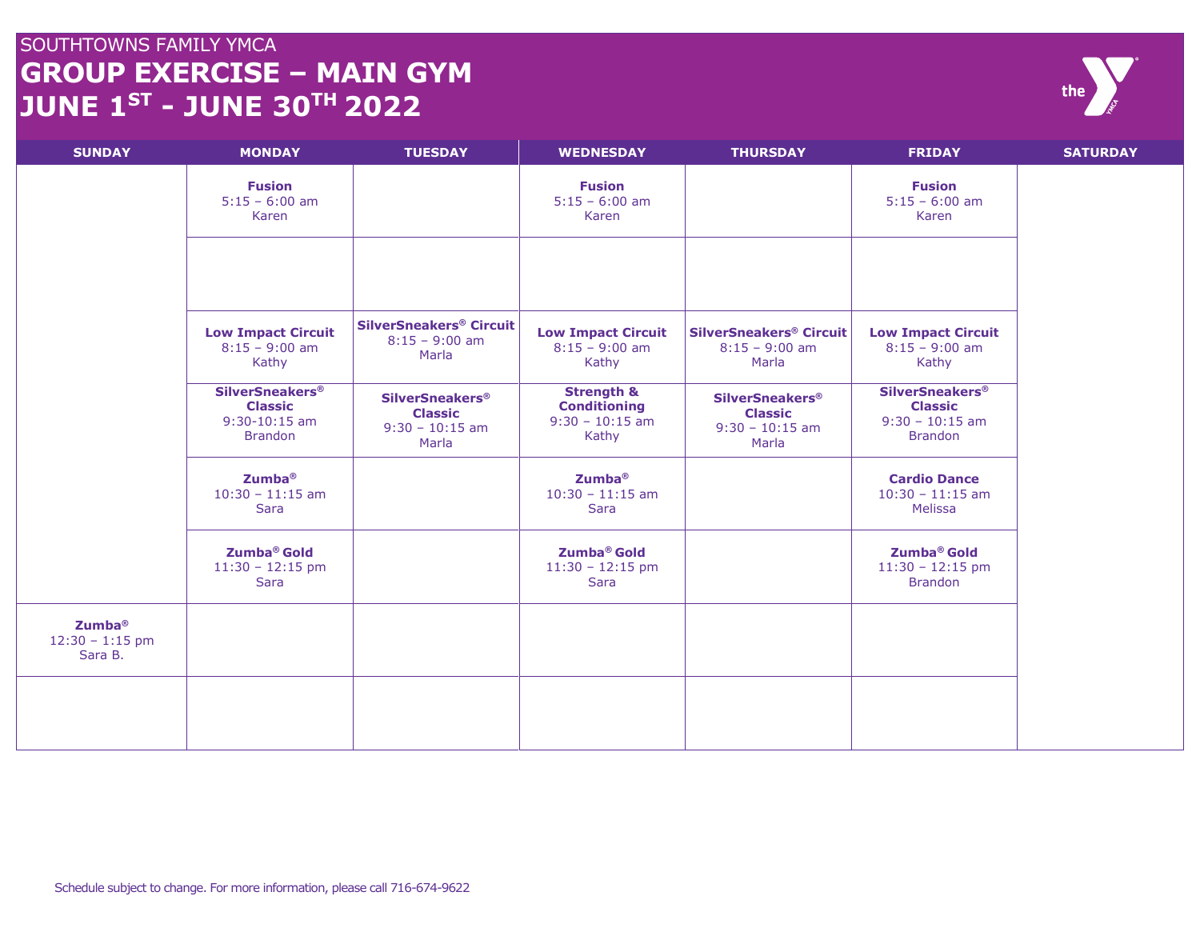SOUTHTOWNS FAMILY YMCA

# GROUP EXERCISE – MAIN GYM

# JUNE 1ST - JUNE 30TH 2022

| SUNDAY | MONDAY | TUESDAY | WEDNESDAY | THURSDAY | FRIDAY | SATURDAY |
|---|---|---|---|---|---|---|
| | **Fusion** 5:15 – 6:00 am Karen | | **Fusion** 5:15 – 6:00 am Karen | | **Fusion** 5:15 – 6:00 am Karen | |
| | | | | | | |
| | **Low Impact Circuit** 8:15 – 9:00 am Kathy | **SilverSneakers® Circuit** 8:15 – 9:00 am Marla | **Low Impact Circuit** 8:15 – 9:00 am Kathy | **SilverSneakers® Circuit** 8:15 – 9:00 am Marla | **Low Impact Circuit** 8:15 – 9:00 am Kathy | |
| | **SilverSneakers® Classic** 9:30-10:15 am Brandon | **SilverSneakers® Classic** 9:30 – 10:15 am Marla | **Strength & Conditioning** 9:30 – 10:15 am Kathy | **SilverSneakers® Classic** 9:30 – 10:15 am Marla | **SilverSneakers® Classic** 9:30 – 10:15 am Brandon | |
| | **Zumba®** 10:30 – 11:15 am Sara | | **Zumba®** 10:30 – 11:15 am Sara | | **Cardio Dance** 10:30 – 11:15 am Melissa | |
| | **Zumba® Gold** 11:30 – 12:15 pm Sara | | **Zumba® Gold** 11:30 – 12:15 pm Sara | | **Zumba® Gold** 11:30 – 12:15 pm Brandon | |
| **Zumba®** 12:30 – 1:15 pm Sara B. | | | | | | |
| | | | | | | |

Schedule subject to change. For more information, please call 716-674-9622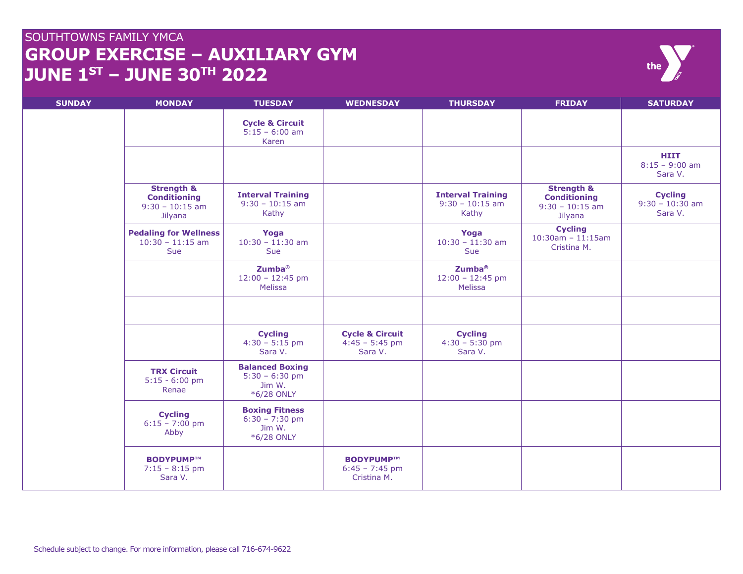SOUTHTOWNS FAMILY YMCA

# GROUP EXERCISE – AUXILIARY GYM

# JUNE 1ST – JUNE 30TH 2022

| SUNDAY | MONDAY | TUESDAY | WEDNESDAY | THURSDAY | FRIDAY | SATURDAY |
|---|---|---|---|---|---|---|
| | | **Cycle & Circuit** 5:15 – 6:00 am Karen | | | | |
| | | | | | | **HIIT** 8:15 – 9:00 am Sara V. |
| | **Strength & Conditioning** 9:30 – 10:15 am Jilyana | **Interval Training** 9:30 – 10:15 am Kathy | | **Interval Training** 9:30 – 10:15 am Kathy | **Strength & Conditioning** 9:30 – 10:15 am Jilyana | **Cycling** 9:30 – 10:30 am Sara V. |
| | **Pedaling for Wellness** 10:30 – 11:15 am Sue | **Yoga** 10:30 – 11:30 am Sue | | **Yoga** 10:30 – 11:30 am Sue | **Cycling** 10:30am – 11:15am Cristina M. | |
| | | **Zumba®** 12:00 – 12:45 pm Melissa | | **Zumba®** 12:00 – 12:45 pm Melissa | | |
| | | | | | | |
| | | **Cycling** 4:30 – 5:15 pm Sara V. | **Cycle & Circuit** 4:45 – 5:45 pm Sara V. | **Cycling** 4:30 – 5:30 pm Sara V. | | |
| | **TRX Circuit** 5:15 - 6:00 pm Renae | **Balanced Boxing** 5:30 – 6:30 pm Jim W. *6/28 ONLY | | | | |
| | **Cycling** 6:15 – 7:00 pm Abby | **Boxing Fitness** 6:30 – 7:30 pm Jim W. *6/28 ONLY | | | | |
| | **BODYPUMP™** 7:15 – 8:15 pm Sara V. | | **BODYPUMP™** 6:45 – 7:45 pm Cristina M. | | | |

Schedule subject to change. For more information, please call 716-674-9622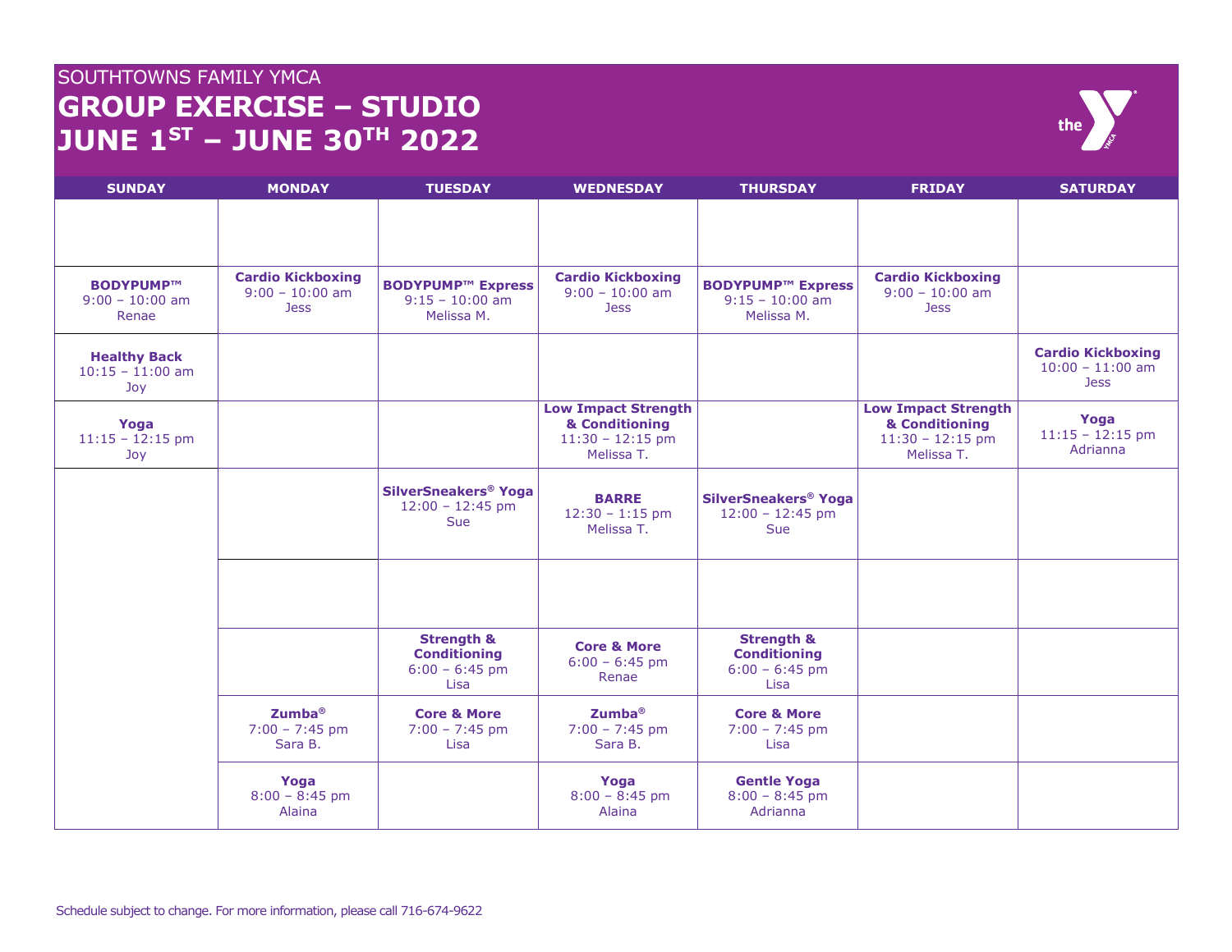SOUTHTOWNS FAMILY YMCA

# GROUP EXERCISE – STUDIO
# JUNE 1ST – JUNE 30TH 2022

| SUNDAY | MONDAY | TUESDAY | WEDNESDAY | THURSDAY | FRIDAY | SATURDAY |
|---|---|---|---|---|---|---|
| | | | | | | |
| **BODYPUMP™** 9:00 – 10:00 am Renae | **Cardio Kickboxing** 9:00 – 10:00 am Jess | **BODYPUMP™ Express** 9:15 – 10:00 am Melissa M. | **Cardio Kickboxing** 9:00 – 10:00 am Jess | **BODYPUMP™ Express** 9:15 – 10:00 am Melissa M. | **Cardio Kickboxing** 9:00 – 10:00 am Jess | |
| **Healthy Back** 10:15 – 11:00 am Joy | | | | | | **Cardio Kickboxing** 10:00 – 11:00 am Jess |
| **Yoga** 11:15 – 12:15 pm Joy | | | **Low Impact Strength & Conditioning** 11:30 – 12:15 pm Melissa T. | | **Low Impact Strength & Conditioning** 11:30 – 12:15 pm Melissa T. | **Yoga** 11:15 – 12:15 pm Adrianna |
| | | **SilverSneakers® Yoga** 12:00 – 12:45 pm Sue | **BARRE** 12:30 – 1:15 pm Melissa T. | **SilverSneakers® Yoga** 12:00 – 12:45 pm Sue | | |
| | | | | | | |
| | | **Strength & Conditioning** 6:00 – 6:45 pm Lisa | **Core & More** 6:00 – 6:45 pm Renae | **Strength & Conditioning** 6:00 – 6:45 pm Lisa | | |
| | **Zumba®** 7:00 – 7:45 pm Sara B. | **Core & More** 7:00 – 7:45 pm Lisa | **Zumba®** 7:00 – 7:45 pm Sara B. | **Core & More** 7:00 – 7:45 pm Lisa | | |
| | **Yoga** 8:00 – 8:45 pm Alaina | | **Yoga** 8:00 – 8:45 pm Alaina | **Gentle Yoga** 8:00 – 8:45 pm Adrianna | | |

Schedule subject to change. For more information, please call 716-674-9622